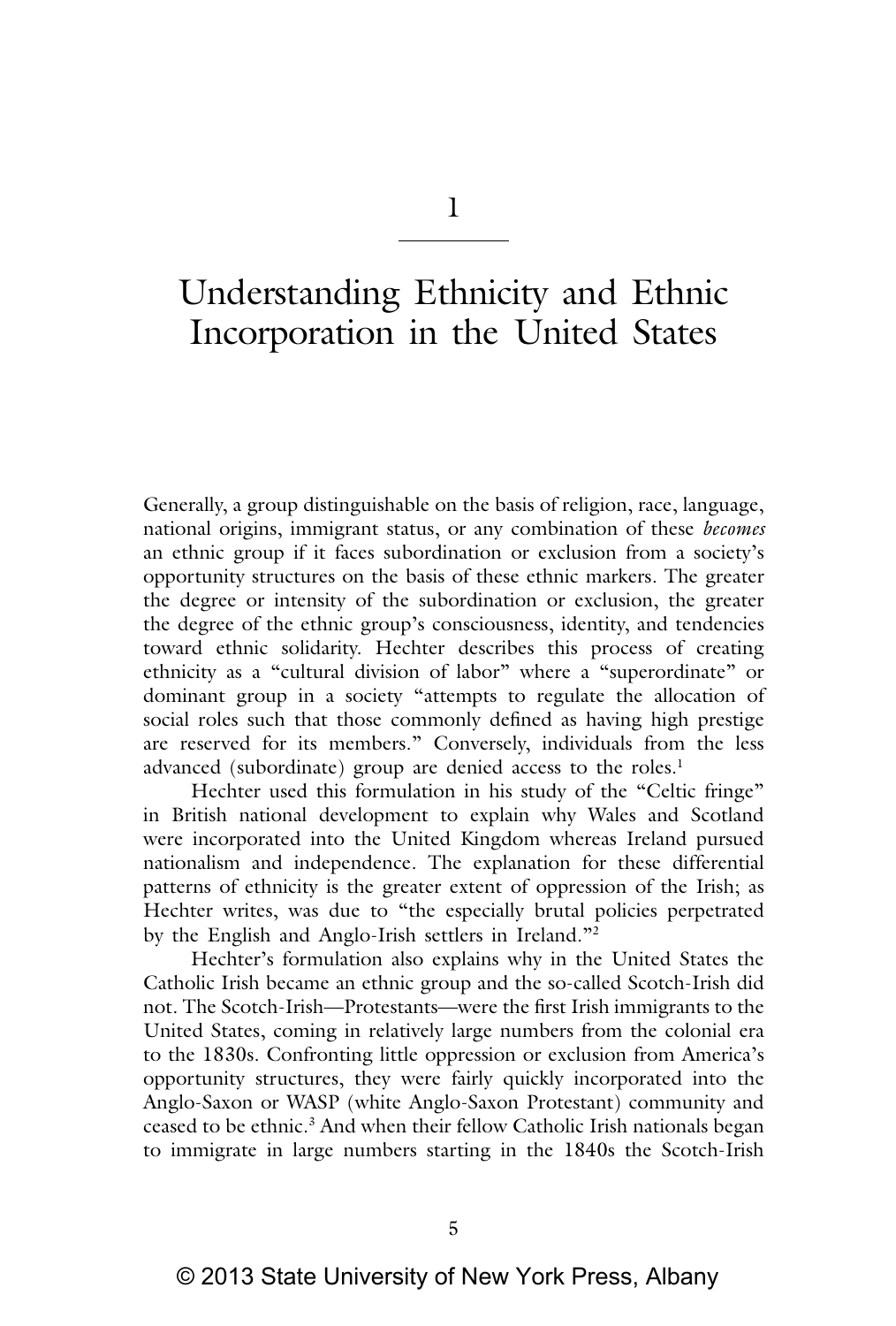# 1

# Understanding Ethnicity and Ethnic Incorporation in the United States

Generally, a group distinguishable on the basis of religion, race, language, national origins, immigrant status, or any combination of these *becomes* an ethnic group if it faces subordination or exclusion from a society's opportunity structures on the basis of these ethnic markers. The greater the degree or intensity of the subordination or exclusion, the greater the degree of the ethnic group's consciousness, identity, and tendencies toward ethnic solidarity. Hechter describes this process of creating ethnicity as a "cultural division of labor" where a "superordinate" or dominant group in a society "attempts to regulate the allocation of social roles such that those commonly defined as having high prestige are reserved for its members." Conversely, individuals from the less advanced (subordinate) group are denied access to the roles.[1]

Hechter used this formulation in his study of the "Celtic fringe" in British national development to explain why Wales and Scotland were incorporated into the United Kingdom whereas Ireland pursued nationalism and independence. The explanation for these differential patterns of ethnicity is the greater extent of oppression of the Irish; as Hechter writes, was due to "the especially brutal policies perpetrated by the English and Anglo-Irish settlers in Ireland."[2]

Hechter's formulation also explains why in the United States the Catholic Irish became an ethnic group and the so-called Scotch-Irish did not. The Scotch-Irish—Protestants—were the first Irish immigrants to the United States, coming in relatively large numbers from the colonial era to the 1830s. Confronting little oppression or exclusion from America's opportunity structures, they were fairly quickly incorporated into the Anglo-Saxon or WASP (white Anglo-Saxon Protestant) community and ceased to be ethnic.[3] And when their fellow Catholic Irish nationals began to immigrate in large numbers starting in the 1840s the Scotch-Irish

© 2013 State University of New York Press, Albany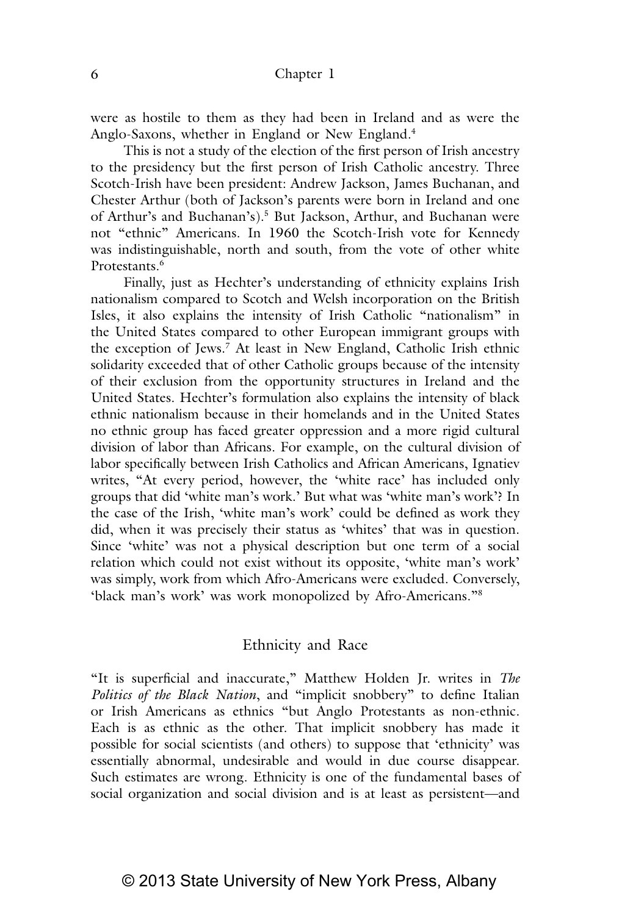were as hostile to them as they had been in Ireland and as were the Anglo-Saxons, whether in England or New England.[4]

This is not a study of the election of the first person of Irish ancestry to the presidency but the first person of Irish Catholic ancestry. Three Scotch-Irish have been president: Andrew Jackson, James Buchanan, and Chester Arthur (both of Jackson's parents were born in Ireland and one of Arthur's and Buchanan's).[5] But Jackson, Arthur, and Buchanan were not "ethnic" Americans. In 1960 the Scotch-Irish vote for Kennedy was indistinguishable, north and south, from the vote of other white Protestants.[6]

Finally, just as Hechter's understanding of ethnicity explains Irish nationalism compared to Scotch and Welsh incorporation on the British Isles, it also explains the intensity of Irish Catholic "nationalism" in the United States compared to other European immigrant groups with the exception of Jews.[7] At least in New England, Catholic Irish ethnic solidarity exceeded that of other Catholic groups because of the intensity of their exclusion from the opportunity structures in Ireland and the United States. Hechter's formulation also explains the intensity of black ethnic nationalism because in their homelands and in the United States no ethnic group has faced greater oppression and a more rigid cultural division of labor than Africans. For example, on the cultural division of labor specifically between Irish Catholics and African Americans, Ignatiev writes, "At every period, however, the 'white race' has included only groups that did 'white man's work.' But what was 'white man's work'? In the case of the Irish, 'white man's work' could be defined as work they did, when it was precisely their status as 'whites' that was in question. Since 'white' was not a physical description but one term of a social relation which could not exist without its opposite, 'white man's work' was simply, work from which Afro-Americans were excluded. Conversely, 'black man's work' was work monopolized by Afro-Americans."[8]

## Ethnicity and Race

"It is superficial and inaccurate," Matthew Holden Jr. writes in *The Politics of the Black Nation*, and "implicit snobbery" to define Italian or Irish Americans as ethnics "but Anglo Protestants as non-ethnic. Each is as ethnic as the other. That implicit snobbery has made it possible for social scientists (and others) to suppose that 'ethnicity' was essentially abnormal, undesirable and would in due course disappear. Such estimates are wrong. Ethnicity is one of the fundamental bases of social organization and social division and is at least as persistent—and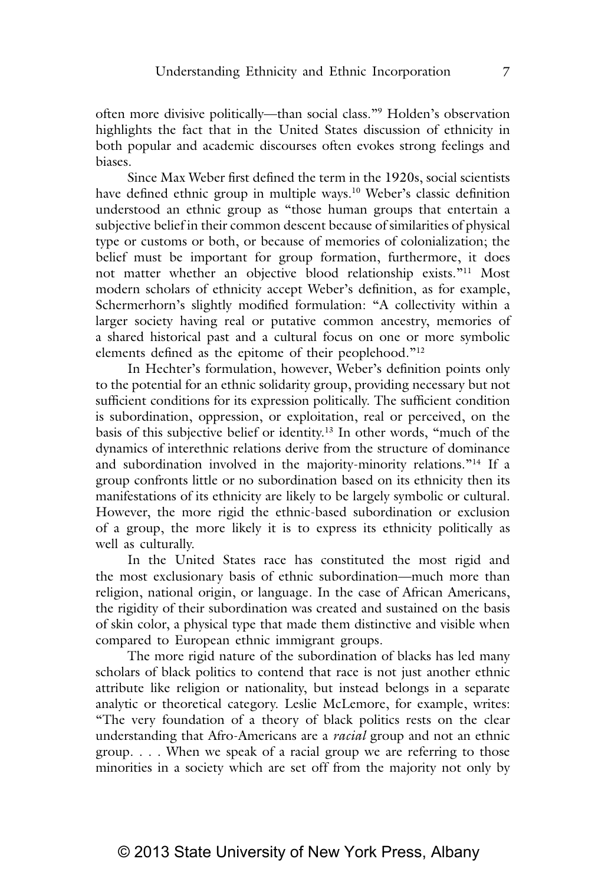often more divisive politically—than social class."[9] Holden's observation highlights the fact that in the United States discussion of ethnicity in both popular and academic discourses often evokes strong feelings and biases.

Since Max Weber first defined the term in the 1920s, social scientists have defined ethnic group in multiple ways.[10] Weber's classic definition understood an ethnic group as "those human groups that entertain a subjective belief in their common descent because of similarities of physical type or customs or both, or because of memories of colonialization; the belief must be important for group formation, furthermore, it does not matter whether an objective blood relationship exists."[11] Most modern scholars of ethnicity accept Weber's definition, as for example, Schermerhorn's slightly modified formulation: "A collectivity within a larger society having real or putative common ancestry, memories of a shared historical past and a cultural focus on one or more symbolic elements defined as the epitome of their peoplehood."[12]

In Hechter's formulation, however, Weber's definition points only to the potential for an ethnic solidarity group, providing necessary but not sufficient conditions for its expression politically. The sufficient condition is subordination, oppression, or exploitation, real or perceived, on the basis of this subjective belief or identity.[13] In other words, "much of the dynamics of interethnic relations derive from the structure of dominance and subordination involved in the majority-minority relations."[14] If a group confronts little or no subordination based on its ethnicity then its manifestations of its ethnicity are likely to be largely symbolic or cultural. However, the more rigid the ethnic-based subordination or exclusion of a group, the more likely it is to express its ethnicity politically as well as culturally.

In the United States race has constituted the most rigid and the most exclusionary basis of ethnic subordination—much more than religion, national origin, or language. In the case of African Americans, the rigidity of their subordination was created and sustained on the basis of skin color, a physical type that made them distinctive and visible when compared to European ethnic immigrant groups.

The more rigid nature of the subordination of blacks has led many scholars of black politics to contend that race is not just another ethnic attribute like religion or nationality, but instead belongs in a separate analytic or theoretical category. Leslie McLemore, for example, writes: "The very foundation of a theory of black politics rests on the clear understanding that Afro-Americans are a *racial* group and not an ethnic group. . . . When we speak of a racial group we are referring to those minorities in a society which are set off from the majority not only by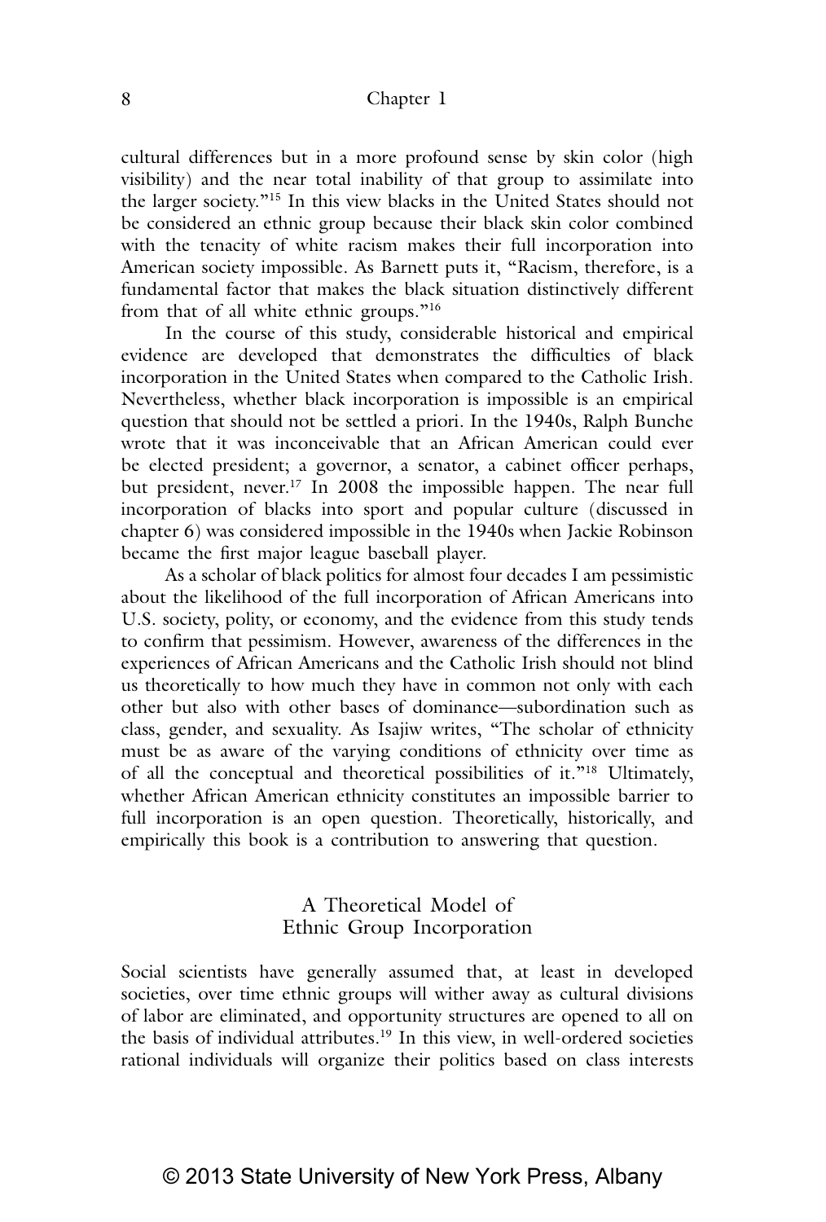cultural differences but in a more profound sense by skin color (high visibility) and the near total inability of that group to assimilate into the larger society."[15] In this view blacks in the United States should not be considered an ethnic group because their black skin color combined with the tenacity of white racism makes their full incorporation into American society impossible. As Barnett puts it, "Racism, therefore, is a fundamental factor that makes the black situation distinctively different from that of all white ethnic groups."[16]

In the course of this study, considerable historical and empirical evidence are developed that demonstrates the difficulties of black incorporation in the United States when compared to the Catholic Irish. Nevertheless, whether black incorporation is impossible is an empirical question that should not be settled a priori. In the 1940s, Ralph Bunche wrote that it was inconceivable that an African American could ever be elected president; a governor, a senator, a cabinet officer perhaps, but president, never.[17] In 2008 the impossible happen. The near full incorporation of blacks into sport and popular culture (discussed in chapter 6) was considered impossible in the 1940s when Jackie Robinson became the first major league baseball player.

As a scholar of black politics for almost four decades I am pessimistic about the likelihood of the full incorporation of African Americans into U.S. society, polity, or economy, and the evidence from this study tends to confirm that pessimism. However, awareness of the differences in the experiences of African Americans and the Catholic Irish should not blind us theoretically to how much they have in common not only with each other but also with other bases of dominance—subordination such as class, gender, and sexuality. As Isajiw writes, "The scholar of ethnicity must be as aware of the varying conditions of ethnicity over time as of all the conceptual and theoretical possibilities of it."[18] Ultimately, whether African American ethnicity constitutes an impossible barrier to full incorporation is an open question. Theoretically, historically, and empirically this book is a contribution to answering that question.

## A Theoretical Model of Ethnic Group Incorporation

Social scientists have generally assumed that, at least in developed societies, over time ethnic groups will wither away as cultural divisions of labor are eliminated, and opportunity structures are opened to all on the basis of individual attributes.[19] In this view, in well-ordered societies rational individuals will organize their politics based on class interests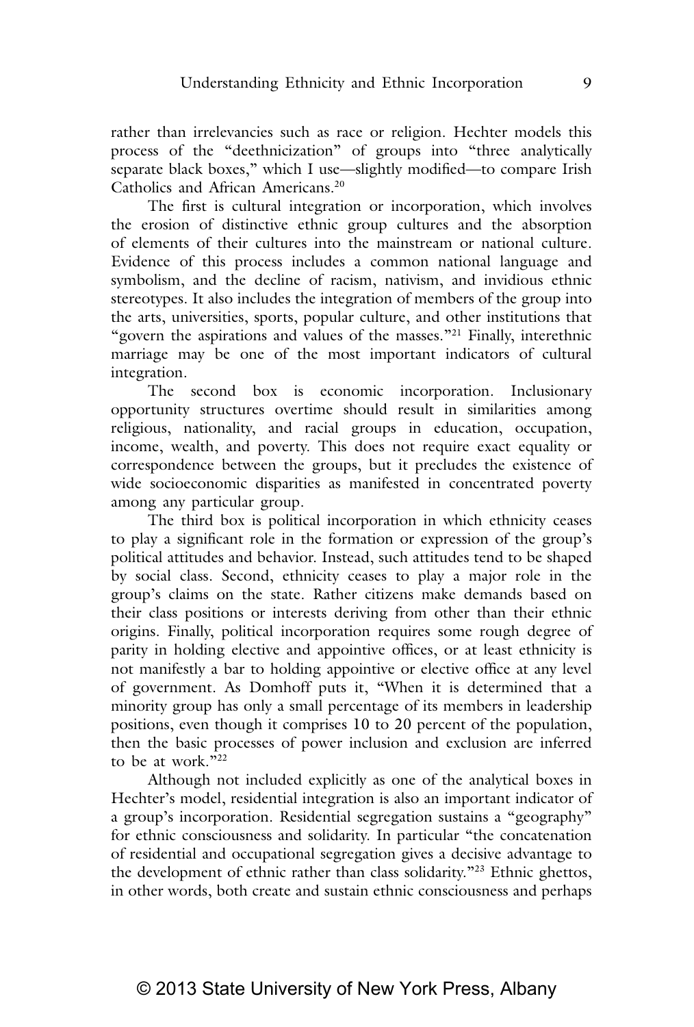rather than irrelevancies such as race or religion. Hechter models this process of the "deethnicization" of groups into "three analytically separate black boxes," which I use—slightly modified—to compare Irish Catholics and African Americans.[20]

The first is cultural integration or incorporation, which involves the erosion of distinctive ethnic group cultures and the absorption of elements of their cultures into the mainstream or national culture. Evidence of this process includes a common national language and symbolism, and the decline of racism, nativism, and invidious ethnic stereotypes. It also includes the integration of members of the group into the arts, universities, sports, popular culture, and other institutions that "govern the aspirations and values of the masses."[21] Finally, interethnic marriage may be one of the most important indicators of cultural integration.

The second box is economic incorporation. Inclusionary opportunity structures overtime should result in similarities among religious, nationality, and racial groups in education, occupation, income, wealth, and poverty. This does not require exact equality or correspondence between the groups, but it precludes the existence of wide socioeconomic disparities as manifested in concentrated poverty among any particular group.

The third box is political incorporation in which ethnicity ceases to play a significant role in the formation or expression of the group's political attitudes and behavior. Instead, such attitudes tend to be shaped by social class. Second, ethnicity ceases to play a major role in the group's claims on the state. Rather citizens make demands based on their class positions or interests deriving from other than their ethnic origins. Finally, political incorporation requires some rough degree of parity in holding elective and appointive offices, or at least ethnicity is not manifestly a bar to holding appointive or elective office at any level of government. As Domhoff puts it, "When it is determined that a minority group has only a small percentage of its members in leadership positions, even though it comprises 10 to 20 percent of the population, then the basic processes of power inclusion and exclusion are inferred to be at work."[22]

Although not included explicitly as one of the analytical boxes in Hechter's model, residential integration is also an important indicator of a group's incorporation. Residential segregation sustains a "geography" for ethnic consciousness and solidarity. In particular "the concatenation of residential and occupational segregation gives a decisive advantage to the development of ethnic rather than class solidarity."[23] Ethnic ghettos, in other words, both create and sustain ethnic consciousness and perhaps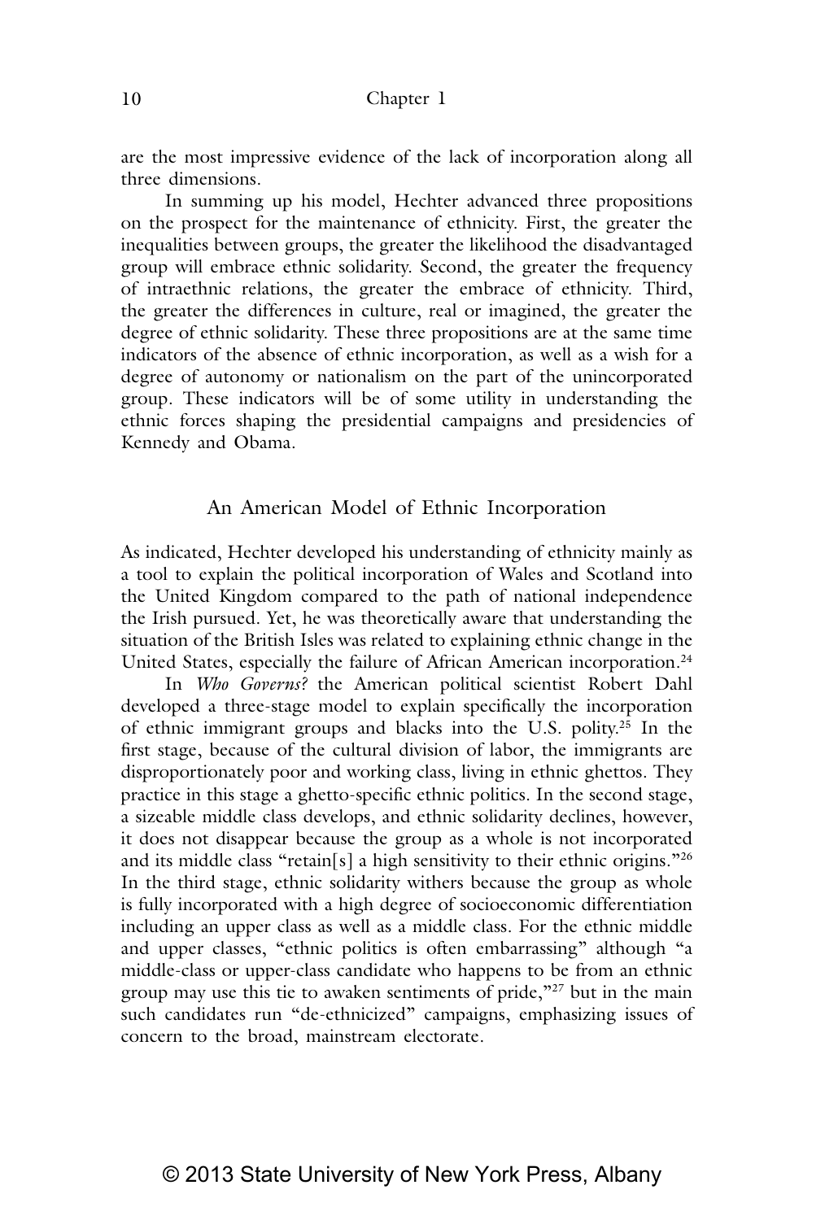are the most impressive evidence of the lack of incorporation along all three dimensions.

In summing up his model, Hechter advanced three propositions on the prospect for the maintenance of ethnicity. First, the greater the inequalities between groups, the greater the likelihood the disadvantaged group will embrace ethnic solidarity. Second, the greater the frequency of intraethnic relations, the greater the embrace of ethnicity. Third, the greater the differences in culture, real or imagined, the greater the degree of ethnic solidarity. These three propositions are at the same time indicators of the absence of ethnic incorporation, as well as a wish for a degree of autonomy or nationalism on the part of the unincorporated group. These indicators will be of some utility in understanding the ethnic forces shaping the presidential campaigns and presidencies of Kennedy and Obama.

## An American Model of Ethnic Incorporation

As indicated, Hechter developed his understanding of ethnicity mainly as a tool to explain the political incorporation of Wales and Scotland into the United Kingdom compared to the path of national independence the Irish pursued. Yet, he was theoretically aware that understanding the situation of the British Isles was related to explaining ethnic change in the United States, especially the failure of African American incorporation.[24]

In *Who Governs?* the American political scientist Robert Dahl developed a three-stage model to explain specifically the incorporation of ethnic immigrant groups and blacks into the U.S. polity.[25] In the first stage, because of the cultural division of labor, the immigrants are disproportionately poor and working class, living in ethnic ghettos. They practice in this stage a ghetto-specific ethnic politics. In the second stage, a sizeable middle class develops, and ethnic solidarity declines, however, it does not disappear because the group as a whole is not incorporated and its middle class "retain[s] a high sensitivity to their ethnic origins."[26] In the third stage, ethnic solidarity withers because the group as whole is fully incorporated with a high degree of socioeconomic differentiation including an upper class as well as a middle class. For the ethnic middle and upper classes, "ethnic politics is often embarrassing" although "a middle-class or upper-class candidate who happens to be from an ethnic group may use this tie to awaken sentiments of pride,"[27] but in the main such candidates run "de-ethnicized" campaigns, emphasizing issues of concern to the broad, mainstream electorate.

© 2013 State University of New York Press, Albany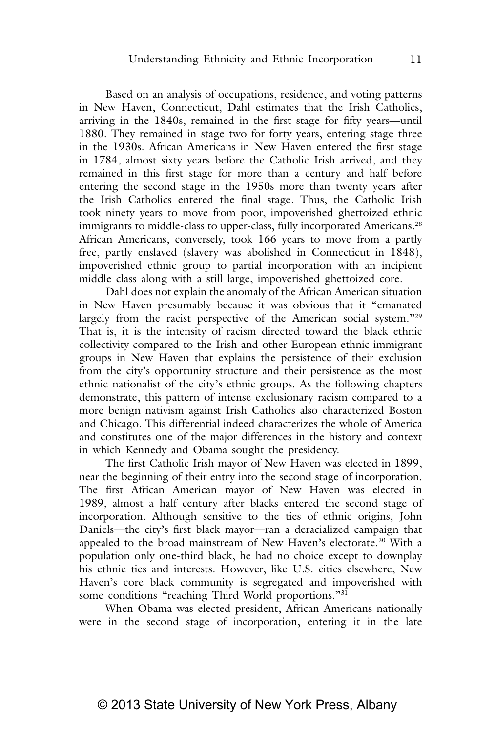Based on an analysis of occupations, residence, and voting patterns in New Haven, Connecticut, Dahl estimates that the Irish Catholics, arriving in the 1840s, remained in the first stage for fifty years—until 1880. They remained in stage two for forty years, entering stage three in the 1930s. African Americans in New Haven entered the first stage in 1784, almost sixty years before the Catholic Irish arrived, and they remained in this first stage for more than a century and half before entering the second stage in the 1950s more than twenty years after the Irish Catholics entered the final stage. Thus, the Catholic Irish took ninety years to move from poor, impoverished ghettoized ethnic immigrants to middle-class to upper-class, fully incorporated Americans.[28] African Americans, conversely, took 166 years to move from a partly free, partly enslaved (slavery was abolished in Connecticut in 1848), impoverished ethnic group to partial incorporation with an incipient middle class along with a still large, impoverished ghettoized core.

Dahl does not explain the anomaly of the African American situation in New Haven presumably because it was obvious that it "emanated largely from the racist perspective of the American social system."[29] That is, it is the intensity of racism directed toward the black ethnic collectivity compared to the Irish and other European ethnic immigrant groups in New Haven that explains the persistence of their exclusion from the city's opportunity structure and their persistence as the most ethnic nationalist of the city's ethnic groups. As the following chapters demonstrate, this pattern of intense exclusionary racism compared to a more benign nativism against Irish Catholics also characterized Boston and Chicago. This differential indeed characterizes the whole of America and constitutes one of the major differences in the history and context in which Kennedy and Obama sought the presidency.

The first Catholic Irish mayor of New Haven was elected in 1899, near the beginning of their entry into the second stage of incorporation. The first African American mayor of New Haven was elected in 1989, almost a half century after blacks entered the second stage of incorporation. Although sensitive to the ties of ethnic origins, John Daniels—the city's first black mayor—ran a deracialized campaign that appealed to the broad mainstream of New Haven's electorate.[30] With a population only one-third black, he had no choice except to downplay his ethnic ties and interests. However, like U.S. cities elsewhere, New Haven's core black community is segregated and impoverished with some conditions "reaching Third World proportions."[31]

When Obama was elected president, African Americans nationally were in the second stage of incorporation, entering it in the late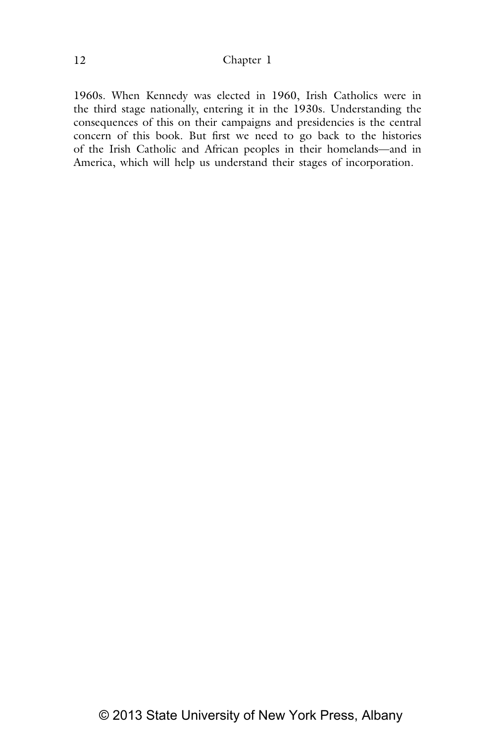1960s. When Kennedy was elected in 1960, Irish Catholics were in the third stage nationally, entering it in the 1930s. Understanding the consequences of this on their campaigns and presidencies is the central concern of this book. But first we need to go back to the histories of the Irish Catholic and African peoples in their homelands—and in America, which will help us understand their stages of incorporation.

© 2013 State University of New York Press, Albany